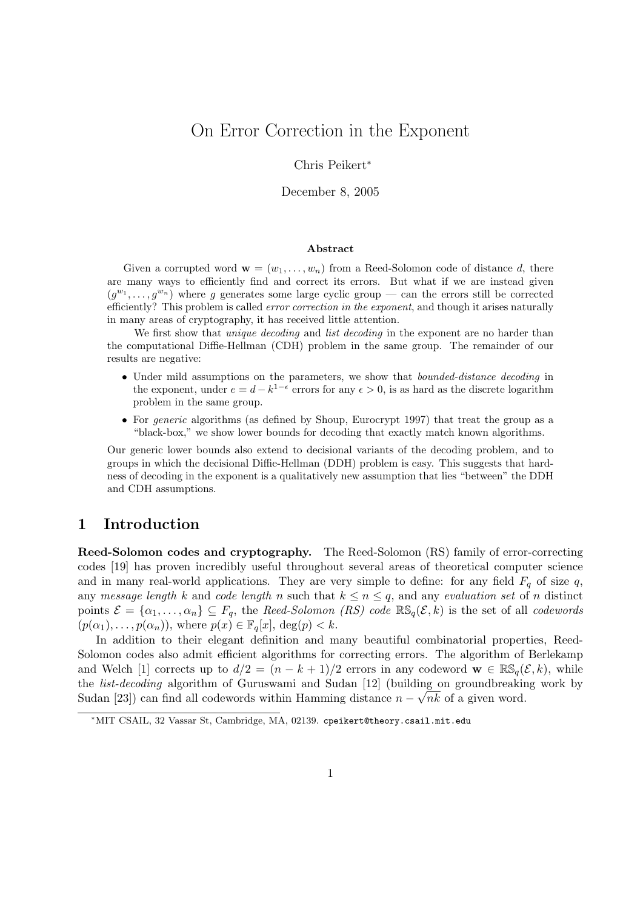# On Error Correction in the Exponent

Chris Peikert[*]

December 8, 2005

### Abstract

Given a corrupted word $\mathbf{w} = (w_1, \ldots, w_n)$ from a Reed-Solomon code of distance $d$, there are many ways to efficiently find and correct its errors. But what if we are instead given $(g^{w_1}, \ldots, g^{w_n})$ where $g$ generates some large cyclic group — can the errors still be corrected efficiently? This problem is called *error correction in the exponent*, and though it arises naturally in many areas of cryptography, it has received little attention.

We first show that *unique decoding* and *list decoding* in the exponent are no harder than the computational Diffie-Hellman (CDH) problem in the same group. The remainder of our results are negative:

- Under mild assumptions on the parameters, we show that *bounded-distance decoding* in the exponent, under $e = d - k^{1-\epsilon}$ errors for any $\epsilon > 0$, is as hard as the discrete logarithm problem in the same group.
- For *generic* algorithms (as defined by Shoup, Eurocrypt 1997) that treat the group as a "black-box," we show lower bounds for decoding that exactly match known algorithms.

Our generic lower bounds also extend to decisional variants of the decoding problem, and to groups in which the decisional Diffie-Hellman (DDH) problem is easy. This suggests that hardness of decoding in the exponent is a qualitatively new assumption that lies "between" the DDH and CDH assumptions.

## 1 Introduction

**Reed-Solomon codes and cryptography.** The Reed-Solomon (RS) family of error-correcting codes [19] has proven incredibly useful throughout several areas of theoretical computer science and in many real-world applications. They are very simple to define: for any field $F_q$ of size $q$, any *message length* $k$ and *code length* $n$ such that $k \leq n \leq q$, and any *evaluation set* of $n$ distinct points $\mathcal{E} = \{\alpha_1, \ldots, \alpha_n\} \subseteq F_q$, the *Reed-Solomon (RS) code* $\mathbb{RS}_q(\mathcal{E}, k)$ is the set of all *codewords* $(p(\alpha_1), \ldots, p(\alpha_n))$, where $p(x) \in \mathbb{F}_q[x]$, $\deg(p) < k$.

In addition to their elegant definition and many beautiful combinatorial properties, Reed-Solomon codes also admit efficient algorithms for correcting errors. The algorithm of Berlekamp and Welch [1] corrects up to $d/2 = (n - k + 1)/2$ errors in any codeword $\mathbf{w} \in \mathbb{RS}_q(\mathcal{E}, k)$, while the *list-decoding* algorithm of Guruswami and Sudan [12] (building on groundbreaking work by Sudan [23]) can find all codewords within Hamming distance $n - \sqrt{nk}$ of a given word.

[*] MIT CSAIL, 32 Vassar St, Cambridge, MA, 02139. cpeikert@theory.csail.mit.edu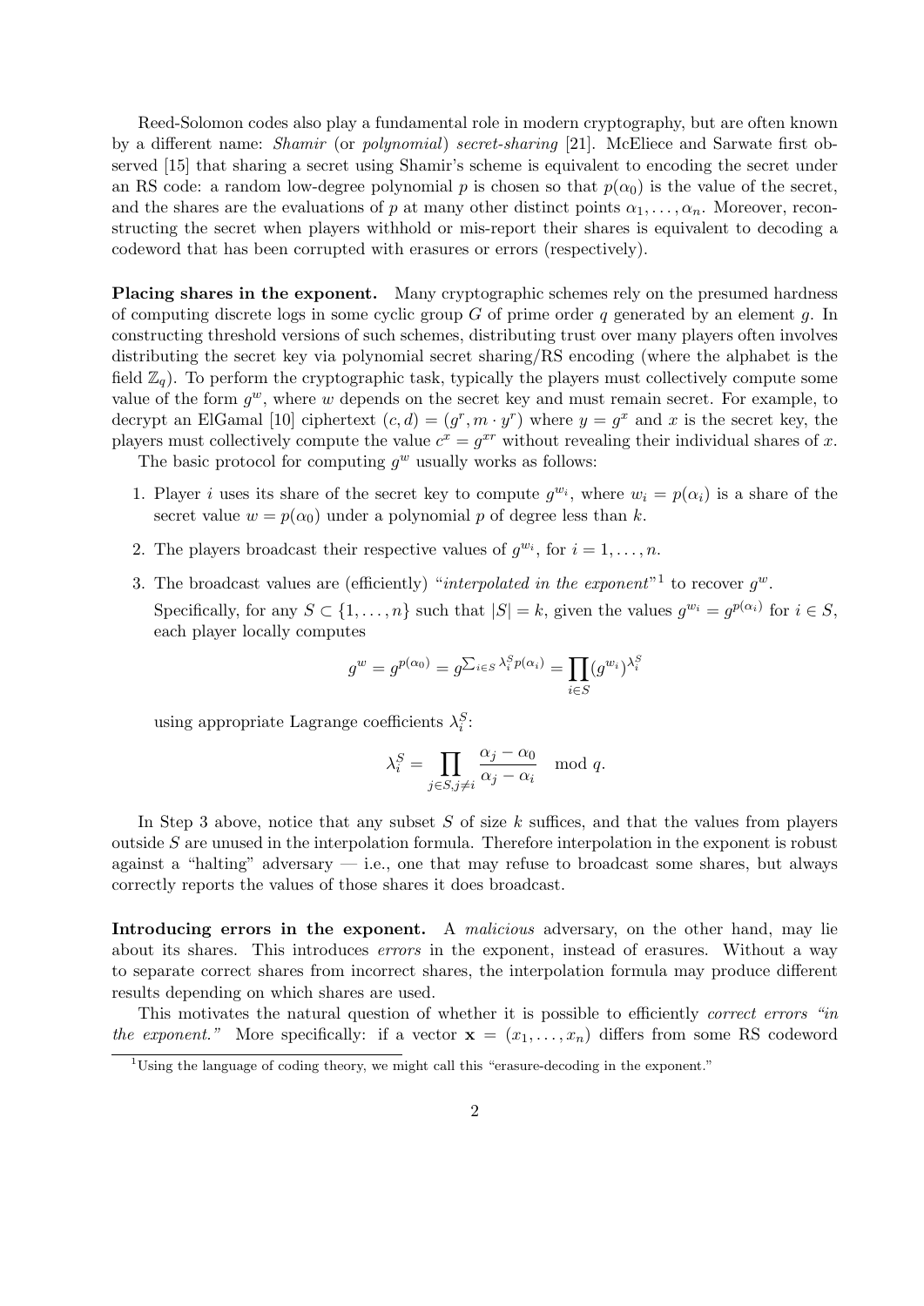Reed-Solomon codes also play a fundamental role in modern cryptography, but are often known by a different name: *Shamir* (or *polynomial*) *secret-sharing* [21]. McEliece and Sarwate first observed [15] that sharing a secret using Shamir's scheme is equivalent to encoding the secret under an RS code: a random low-degree polynomial $p$ is chosen so that $p(\alpha_0)$ is the value of the secret, and the shares are the evaluations of $p$ at many other distinct points $\alpha_1, \ldots, \alpha_n$. Moreover, reconstructing the secret when players withhold or mis-report their shares is equivalent to decoding a codeword that has been corrupted with erasures or errors (respectively).

**Placing shares in the exponent.** Many cryptographic schemes rely on the presumed hardness of computing discrete logs in some cyclic group $G$ of prime order $q$ generated by an element $g$. In constructing threshold versions of such schemes, distributing trust over many players often involves distributing the secret key via polynomial secret sharing/RS encoding (where the alphabet is the field $\mathbb{Z}_q$). To perform the cryptographic task, typically the players must collectively compute some value of the form $g^w$, where $w$ depends on the secret key and must remain secret. For example, to decrypt an ElGamal [10] ciphertext $(c, d) = (g^r, m \cdot y^r)$ where $y = g^x$ and $x$ is the secret key, the players must collectively compute the value $c^x = g^{xr}$ without revealing their individual shares of $x$.

The basic protocol for computing $g^w$ usually works as follows:

1. Player $i$ uses its share of the secret key to compute $g^{w_i}$, where $w_i = p(\alpha_i)$ is a share of the secret value $w = p(\alpha_0)$ under a polynomial $p$ of degree less than $k$.
2. The players broadcast their respective values of $g^{w_i}$, for $i = 1, \ldots, n$.
3. The broadcast values are (efficiently) "*interpolated in the exponent*"[1] to recover $g^w$.

   Specifically, for any $S \subset \{1, \ldots, n\}$ such that $|S| = k$, given the values $g^{w_i} = g^{p(\alpha_i)}$ for $i \in S$, each player locally computes

$$g^w = g^{p(\alpha_0)} = g^{\sum_{i \in S} \lambda_i^S p(\alpha_i)} = \prod_{i \in S} (g^{w_i})^{\lambda_i^S}$$

   using appropriate Lagrange coefficients $\lambda_i^S$:

$$\lambda_i^S = \prod_{j \in S, j \neq i} \frac{\alpha_j - \alpha_0}{\alpha_j - \alpha_i} \mod q.$$

In Step 3 above, notice that any subset $S$ of size $k$ suffices, and that the values from players outside $S$ are unused in the interpolation formula. Therefore interpolation in the exponent is robust against a "halting" adversary — i.e., one that may refuse to broadcast some shares, but always correctly reports the values of those shares it does broadcast.

**Introducing errors in the exponent.** A *malicious* adversary, on the other hand, may lie about its shares. This introduces *errors* in the exponent, instead of erasures. Without a way to separate correct shares from incorrect shares, the interpolation formula may produce different results depending on which shares are used.

This motivates the natural question of whether it is possible to efficiently *correct errors "in the exponent."* More specifically: if a vector $\mathbf{x} = (x_1, \ldots, x_n)$ differs from some RS codeword

[1] Using the language of coding theory, we might call this "erasure-decoding in the exponent."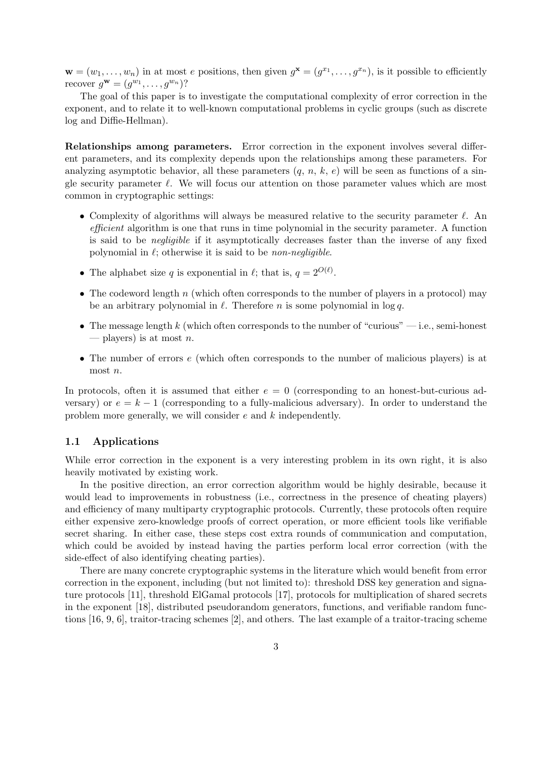$\mathbf{w} = (w_1, \ldots, w_n)$ in at most $e$ positions, then given $g^{\mathbf{x}} = (g^{x_1}, \ldots, g^{x_n})$, is it possible to efficiently recover $g^{\mathbf{w}} = (g^{w_1}, \ldots, g^{w_n})$?

The goal of this paper is to investigate the computational complexity of error correction in the exponent, and to relate it to well-known computational problems in cyclic groups (such as discrete log and Diffie-Hellman).

**Relationships among parameters.** Error correction in the exponent involves several different parameters, and its complexity depends upon the relationships among these parameters. For analyzing asymptotic behavior, all these parameters ($q$, $n$, $k$, $e$) will be seen as functions of a single security parameter $\ell$. We will focus our attention on those parameter values which are most common in cryptographic settings:

- Complexity of algorithms will always be measured relative to the security parameter $\ell$. An *efficient* algorithm is one that runs in time polynomial in the security parameter. A function is said to be *negligible* if it asymptotically decreases faster than the inverse of any fixed polynomial in $\ell$; otherwise it is said to be *non-negligible*.
- The alphabet size $q$ is exponential in $\ell$; that is, $q = 2^{O(\ell)}$.
- The codeword length $n$ (which often corresponds to the number of players in a protocol) may be an arbitrary polynomial in $\ell$. Therefore $n$ is some polynomial in $\log q$.
- The message length $k$ (which often corresponds to the number of "curious" — i.e., semi-honest — players) is at most $n$.
- The number of errors $e$ (which often corresponds to the number of malicious players) is at most $n$.

In protocols, often it is assumed that either $e = 0$ (corresponding to an honest-but-curious adversary) or $e = k - 1$ (corresponding to a fully-malicious adversary). In order to understand the problem more generally, we will consider $e$ and $k$ independently.

## 1.1 Applications

While error correction in the exponent is a very interesting problem in its own right, it is also heavily motivated by existing work.

In the positive direction, an error correction algorithm would be highly desirable, because it would lead to improvements in robustness (i.e., correctness in the presence of cheating players) and efficiency of many multiparty cryptographic protocols. Currently, these protocols often require either expensive zero-knowledge proofs of correct operation, or more efficient tools like verifiable secret sharing. In either case, these steps cost extra rounds of communication and computation, which could be avoided by instead having the parties perform local error correction (with the side-effect of also identifying cheating parties).

There are many concrete cryptographic systems in the literature which would benefit from error correction in the exponent, including (but not limited to): threshold DSS key generation and signature protocols [11], threshold ElGamal protocols [17], protocols for multiplication of shared secrets in the exponent [18], distributed pseudorandom generators, functions, and verifiable random functions [16, 9, 6], traitor-tracing schemes [2], and others. The last example of a traitor-tracing scheme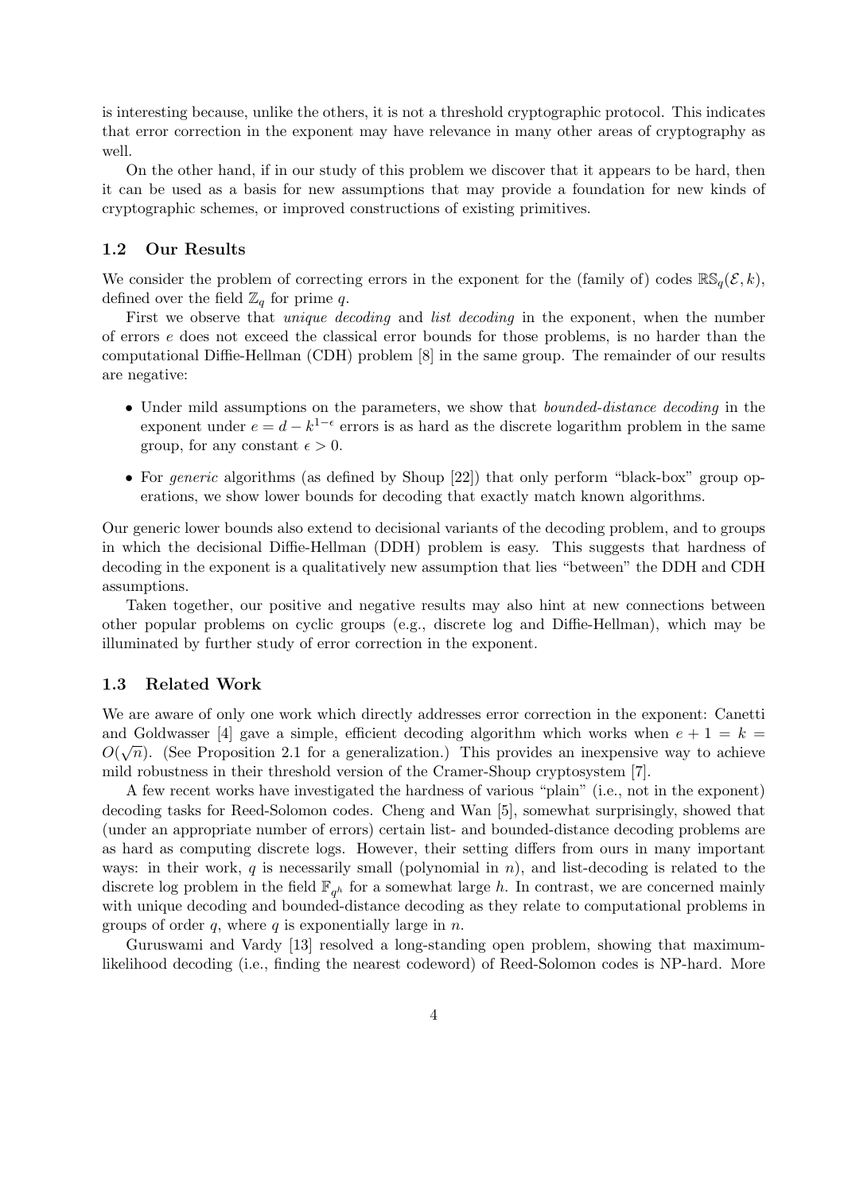is interesting because, unlike the others, it is not a threshold cryptographic protocol. This indicates that error correction in the exponent may have relevance in many other areas of cryptography as well.

On the other hand, if in our study of this problem we discover that it appears to be hard, then it can be used as a basis for new assumptions that may provide a foundation for new kinds of cryptographic schemes, or improved constructions of existing primitives.

### 1.2 Our Results

We consider the problem of correcting errors in the exponent for the (family of) codes $\mathbb{RS}_q(\mathcal{E}, k)$, defined over the field $\mathbb{Z}_q$ for prime $q$.

First we observe that *unique decoding* and *list decoding* in the exponent, when the number of errors $e$ does not exceed the classical error bounds for those problems, is no harder than the computational Diffie-Hellman (CDH) problem [8] in the same group. The remainder of our results are negative:

- Under mild assumptions on the parameters, we show that *bounded-distance decoding* in the exponent under $e = d - k^{1-\epsilon}$ errors is as hard as the discrete logarithm problem in the same group, for any constant $\epsilon > 0$.
- For *generic* algorithms (as defined by Shoup [22]) that only perform "black-box" group operations, we show lower bounds for decoding that exactly match known algorithms.

Our generic lower bounds also extend to decisional variants of the decoding problem, and to groups in which the decisional Diffie-Hellman (DDH) problem is easy. This suggests that hardness of decoding in the exponent is a qualitatively new assumption that lies "between" the DDH and CDH assumptions.

Taken together, our positive and negative results may also hint at new connections between other popular problems on cyclic groups (e.g., discrete log and Diffie-Hellman), which may be illuminated by further study of error correction in the exponent.

### 1.3 Related Work

We are aware of only one work which directly addresses error correction in the exponent: Canetti and Goldwasser [4] gave a simple, efficient decoding algorithm which works when $e + 1 = k = O(\sqrt{n})$. (See Proposition 2.1 for a generalization.) This provides an inexpensive way to achieve mild robustness in their threshold version of the Cramer-Shoup cryptosystem [7].

A few recent works have investigated the hardness of various "plain" (i.e., not in the exponent) decoding tasks for Reed-Solomon codes. Cheng and Wan [5], somewhat surprisingly, showed that (under an appropriate number of errors) certain list- and bounded-distance decoding problems are as hard as computing discrete logs. However, their setting differs from ours in many important ways: in their work, $q$ is necessarily small (polynomial in $n$), and list-decoding is related to the discrete log problem in the field $\mathbb{F}_{q^h}$ for a somewhat large $h$. In contrast, we are concerned mainly with unique decoding and bounded-distance decoding as they relate to computational problems in groups of order $q$, where $q$ is exponentially large in $n$.

Guruswami and Vardy [13] resolved a long-standing open problem, showing that maximum-likelihood decoding (i.e., finding the nearest codeword) of Reed-Solomon codes is NP-hard. More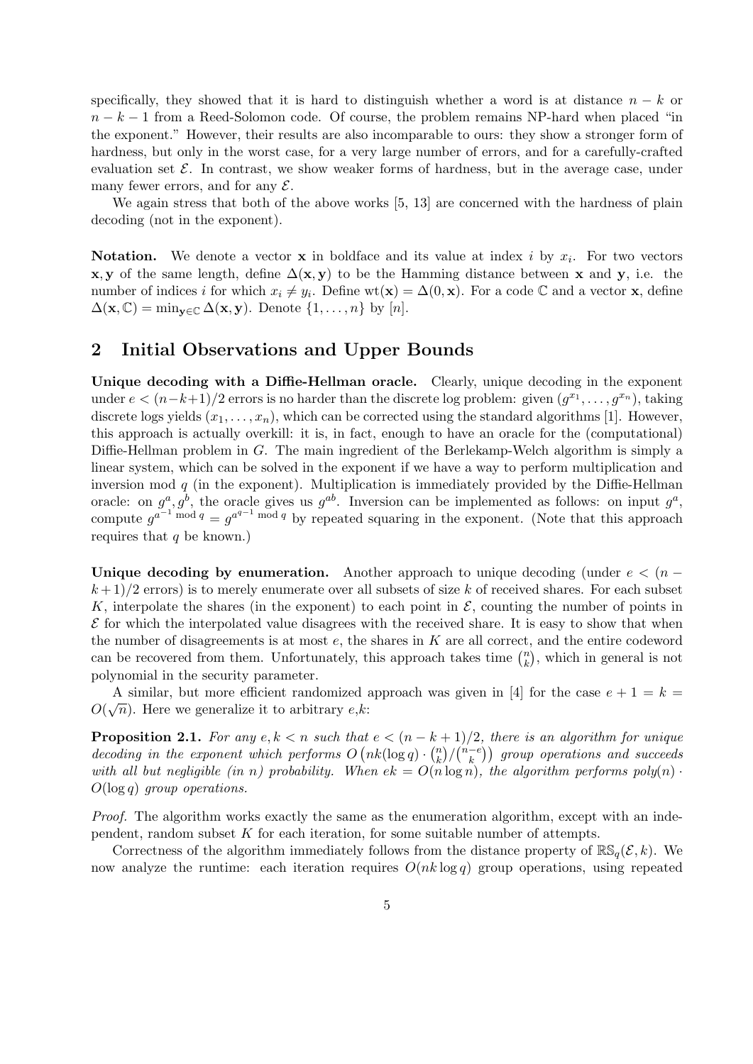specifically, they showed that it is hard to distinguish whether a word is at distance $n-k$ or $n-k-1$ from a Reed-Solomon code. Of course, the problem remains NP-hard when placed "in the exponent." However, their results are also incomparable to ours: they show a stronger form of hardness, but only in the worst case, for a very large number of errors, and for a carefully-crafted evaluation set $\mathcal{E}$. In contrast, we show weaker forms of hardness, but in the average case, under many fewer errors, and for any $\mathcal{E}$.

We again stress that both of the above works [5, 13] are concerned with the hardness of plain decoding (not in the exponent).

**Notation.** We denote a vector $\mathbf{x}$ in boldface and its value at index $i$ by $x_i$. For two vectors $\mathbf{x}, \mathbf{y}$ of the same length, define $\Delta(\mathbf{x}, \mathbf{y})$ to be the Hamming distance between $\mathbf{x}$ and $\mathbf{y}$, i.e. the number of indices $i$ for which $x_i \neq y_i$. Define $\text{wt}(\mathbf{x}) = \Delta(0, \mathbf{x})$. For a code $\mathbb{C}$ and a vector $\mathbf{x}$, define $\Delta(\mathbf{x}, \mathbb{C}) = \min_{\mathbf{y} \in \mathbb{C}} \Delta(\mathbf{x}, \mathbf{y})$. Denote $\{1, \ldots, n\}$ by $[n]$.

## 2 Initial Observations and Upper Bounds

**Unique decoding with a Diffie-Hellman oracle.** Clearly, unique decoding in the exponent under $e < (n-k+1)/2$ errors is no harder than the discrete log problem: given $(g^{x_1}, \ldots, g^{x_n})$, taking discrete logs yields $(x_1, \ldots, x_n)$, which can be corrected using the standard algorithms [1]. However, this approach is actually overkill: it is, in fact, enough to have an oracle for the (computational) Diffie-Hellman problem in $G$. The main ingredient of the Berlekamp-Welch algorithm is simply a linear system, which can be solved in the exponent if we have a way to perform multiplication and inversion mod $q$ (in the exponent). Multiplication is immediately provided by the Diffie-Hellman oracle: on $g^a, g^b$, the oracle gives us $g^{ab}$. Inversion can be implemented as follows: on input $g^a$, compute $g^{a^{-1} \bmod q} = g^{a^{q-1} \bmod q}$ by repeated squaring in the exponent. (Note that this approach requires that $q$ be known.)

**Unique decoding by enumeration.** Another approach to unique decoding (under $e < (n-k+1)/2$ errors) is to merely enumerate over all subsets of size $k$ of received shares. For each subset $K$, interpolate the shares (in the exponent) to each point in $\mathcal{E}$, counting the number of points in $\mathcal{E}$ for which the interpolated value disagrees with the received share. It is easy to show that when the number of disagreements is at most $e$, the shares in $K$ are all correct, and the entire codeword can be recovered from them. Unfortunately, this approach takes time $\binom{n}{k}$, which in general is not polynomial in the security parameter.

A similar, but more efficient randomized approach was given in [4] for the case $e + 1 = k = O(\sqrt{n})$. Here we generalize it to arbitrary $e$,$k$:

**Proposition 2.1.** *For any $e, k < n$ such that $e < (n-k+1)/2$, there is an algorithm for unique decoding in the exponent which performs $O\left(nk(\log q) \cdot \binom{n}{k} / \binom{n-e}{k}\right)$ group operations and succeeds with all but negligible (in $n$) probability. When $ek = O(n \log n)$, the algorithm performs poly$(n) \cdot O(\log q)$ group operations.*

*Proof.* The algorithm works exactly the same as the enumeration algorithm, except with an independent, random subset $K$ for each iteration, for some suitable number of attempts.

Correctness of the algorithm immediately follows from the distance property of $\mathbb{RS}_q(\mathcal{E}, k)$. We now analyze the runtime: each iteration requires $O(nk \log q)$ group operations, using repeated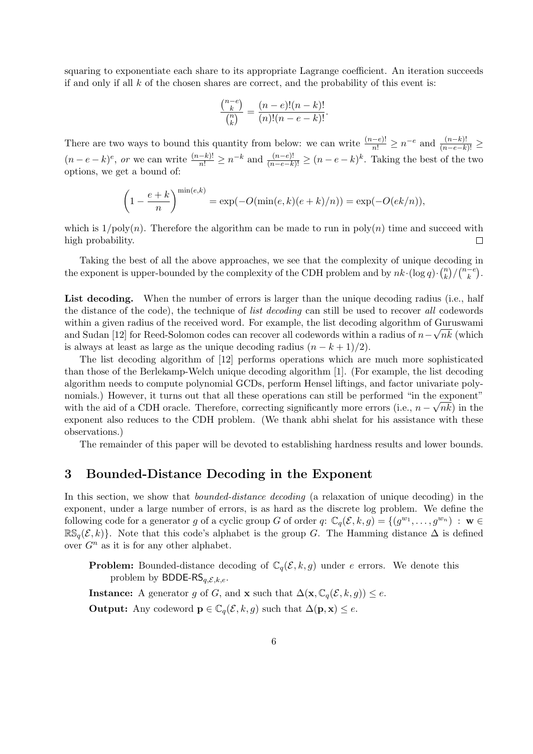squaring to exponentiate each share to its appropriate Lagrange coefficient. An iteration succeeds if and only if all $k$ of the chosen shares are correct, and the probability of this event is:

$$\frac{\binom{n-e}{k}}{\binom{n}{k}} = \frac{(n-e)!(n-k)!}{(n)!(n-e-k)!}.$$

There are two ways to bound this quantity from below: we can write $\frac{(n-e)!}{n!} \geq n^{-e}$ and $\frac{(n-k)!}{(n-e-k)!} \geq (n-e-k)^e$, *or* we can write $\frac{(n-k)!}{n!} \geq n^{-k}$ and $\frac{(n-e)!}{(n-e-k)!} \geq (n-e-k)^k$. Taking the best of the two options, we get a bound of:

$$\left(1 - \frac{e+k}{n}\right)^{\min(e,k)} = \exp(-O(\min(e,k)(e+k)/n)) = \exp(-O(ek/n)),$$

which is $1/\text{poly}(n)$. Therefore the algorithm can be made to run in $\text{poly}(n)$ time and succeed with high probability. $\square$

Taking the best of all the above approaches, we see that the complexity of unique decoding in the exponent is upper-bounded by the complexity of the CDH problem and by $nk \cdot (\log q) \cdot \binom{n}{k} / \binom{n-e}{k}$.

**List decoding.** When the number of errors is larger than the unique decoding radius (i.e., half the distance of the code), the technique of *list decoding* can still be used to recover *all* codewords within a given radius of the received word. For example, the list decoding algorithm of Guruswami and Sudan [12] for Reed-Solomon codes can recover all codewords within a radius of $n - \sqrt{nk}$ (which is always at least as large as the unique decoding radius $(n-k+1)/2$).

The list decoding algorithm of [12] performs operations which are much more sophisticated than those of the Berlekamp-Welch unique decoding algorithm [1]. (For example, the list decoding algorithm needs to compute polynomial GCDs, perform Hensel liftings, and factor univariate polynomials.) However, it turns out that all these operations can still be performed "in the exponent" with the aid of a CDH oracle. Therefore, correcting significantly more errors (i.e., $n - \sqrt{nk}$) in the exponent also reduces to the CDH problem. (We thank abhi shelat for his assistance with these observations.)

The remainder of this paper will be devoted to establishing hardness results and lower bounds.

## 3 Bounded-Distance Decoding in the Exponent

In this section, we show that *bounded-distance decoding* (a relaxation of unique decoding) in the exponent, under a large number of errors, is as hard as the discrete log problem. We define the following code for a generator $g$ of a cyclic group $G$ of order $q$: $\mathbb{C}_q(\mathcal{E}, k, g) = \{(g^{w_1}, \ldots, g^{w_n}) : \mathbf{w} \in \mathbb{RS}_q(\mathcal{E}, k)\}$. Note that this code's alphabet is the group $G$. The Hamming distance $\Delta$ is defined over $G^n$ as it is for any other alphabet.

**Problem:** Bounded-distance decoding of $\mathbb{C}_q(\mathcal{E}, k, g)$ under $e$ errors. We denote this problem by $\mathsf{BDDE\text{-}RS}_{q,\mathcal{E},k,e}$.

**Instance:** A generator $g$ of $G$, and $\mathbf{x}$ such that $\Delta(\mathbf{x}, \mathbb{C}_q(\mathcal{E}, k, g)) \leq e$.

**Output:** Any codeword $\mathbf{p} \in \mathbb{C}_q(\mathcal{E}, k, g)$ such that $\Delta(\mathbf{p}, \mathbf{x}) \leq e$.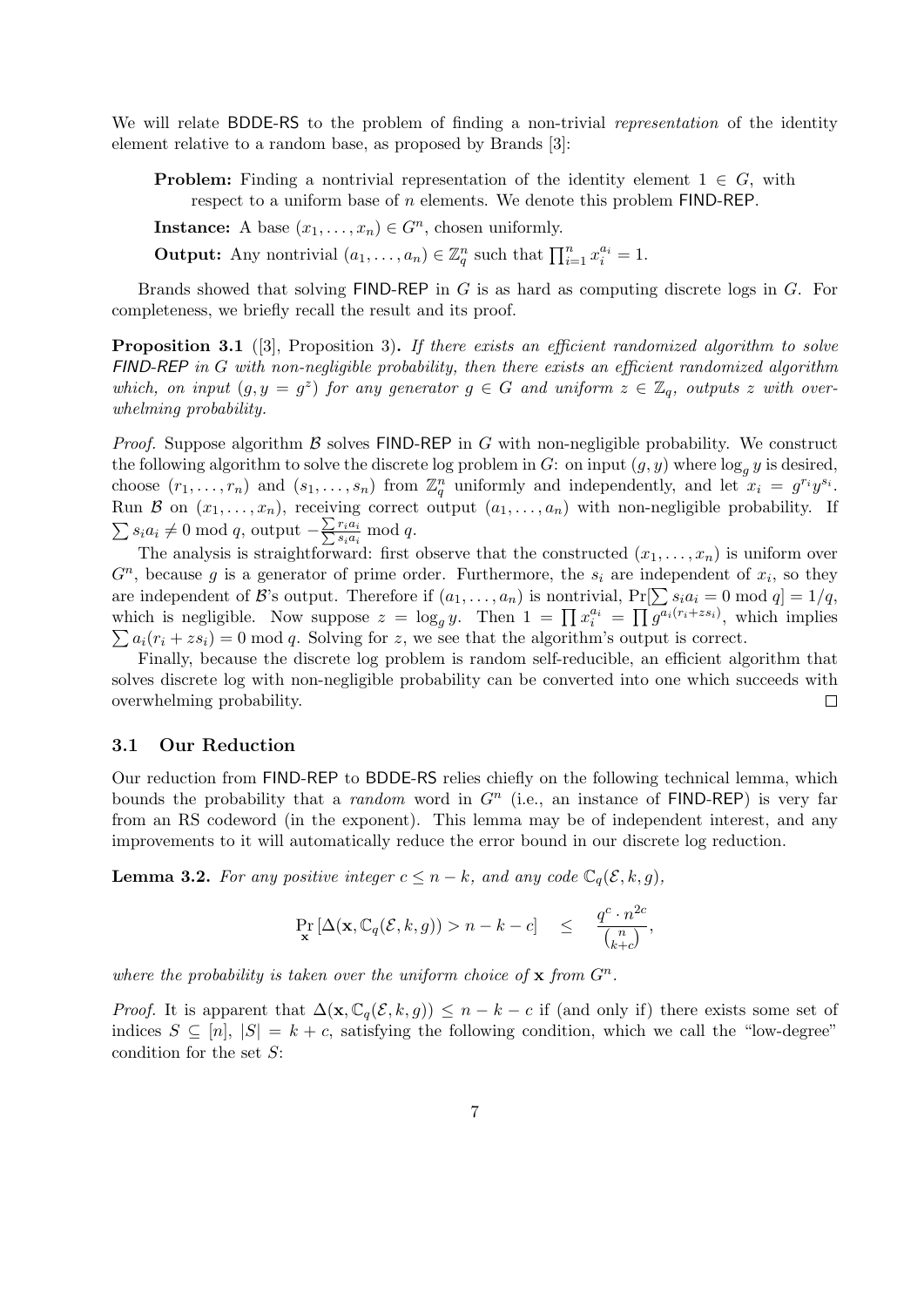We will relate BDDE-RS to the problem of finding a non-trivial *representation* of the identity element relative to a random base, as proposed by Brands [3]:

> **Problem:** Finding a nontrivial representation of the identity element $1 \in G$, with respect to a uniform base of $n$ elements. We denote this problem FIND-REP.
>
> **Instance:** A base $(x_1, \ldots, x_n) \in G^n$, chosen uniformly.
>
> **Output:** Any nontrivial $(a_1, \ldots, a_n) \in \mathbb{Z}_q^n$ such that $\prod_{i=1}^n x_i^{a_i} = 1$.

Brands showed that solving FIND-REP in $G$ is as hard as computing discrete logs in $G$. For completeness, we briefly recall the result and its proof.

**Proposition 3.1** ([3], Proposition 3)**.** *If there exists an efficient randomized algorithm to solve FIND-REP in $G$ with non-negligible probability, then there exists an efficient randomized algorithm which, on input $(g, y = g^z)$ for any generator $g \in G$ and uniform $z \in \mathbb{Z}_q$, outputs $z$ with overwhelming probability.*

*Proof.* Suppose algorithm $\mathcal{B}$ solves FIND-REP in $G$ with non-negligible probability. We construct the following algorithm to solve the discrete log problem in $G$: on input $(g, y)$ where $\log_g y$ is desired, choose $(r_1, \ldots, r_n)$ and $(s_1, \ldots, s_n)$ from $\mathbb{Z}_q^n$ uniformly and independently, and let $x_i = g^{r_i} y^{s_i}$. Run $\mathcal{B}$ on $(x_1, \ldots, x_n)$, receiving correct output $(a_1, \ldots, a_n)$ with non-negligible probability. If $\sum s_i a_i \neq 0 \bmod q$, output $-\frac{\sum r_i a_i}{\sum s_i a_i} \bmod q$.

The analysis is straightforward: first observe that the constructed $(x_1, \ldots, x_n)$ is uniform over $G^n$, because $g$ is a generator of prime order. Furthermore, the $s_i$ are independent of $x_i$, so they are independent of $\mathcal{B}$'s output. Therefore if $(a_1, \ldots, a_n)$ is nontrivial, $\Pr[\sum s_i a_i = 0 \bmod q] = 1/q$, which is negligible. Now suppose $z = \log_g y$. Then $1 = \prod x_i^{a_i} = \prod g^{a_i(r_i + z s_i)}$, which implies $\sum a_i (r_i + z s_i) = 0 \bmod q$. Solving for $z$, we see that the algorithm's output is correct.

Finally, because the discrete log problem is random self-reducible, an efficient algorithm that solves discrete log with non-negligible probability can be converted into one which succeeds with overwhelming probability. $\square$

### 3.1 Our Reduction

Our reduction from FIND-REP to BDDE-RS relies chiefly on the following technical lemma, which bounds the probability that a *random* word in $G^n$ (i.e., an instance of FIND-REP) is very far from an RS codeword (in the exponent). This lemma may be of independent interest, and any improvements to it will automatically reduce the error bound in our discrete log reduction.

**Lemma 3.2.** *For any positive integer $c \leq n - k$, and any code $\mathbb{C}_q(\mathcal{E}, k, g)$,*

$$\Pr_{\mathbf{x}}\left[\Delta(\mathbf{x}, \mathbb{C}_q(\mathcal{E}, k, g)) > n - k - c\right] \quad \leq \quad \frac{q^c \cdot n^{2c}}{\binom{n}{k+c}},$$

*where the probability is taken over the uniform choice of $\mathbf{x}$ from $G^n$.*

*Proof.* It is apparent that $\Delta(\mathbf{x}, \mathbb{C}_q(\mathcal{E}, k, g)) \leq n - k - c$ if (and only if) there exists some set of indices $S \subseteq [n]$, $|S| = k + c$, satisfying the following condition, which we call the "low-degree" condition for the set $S$: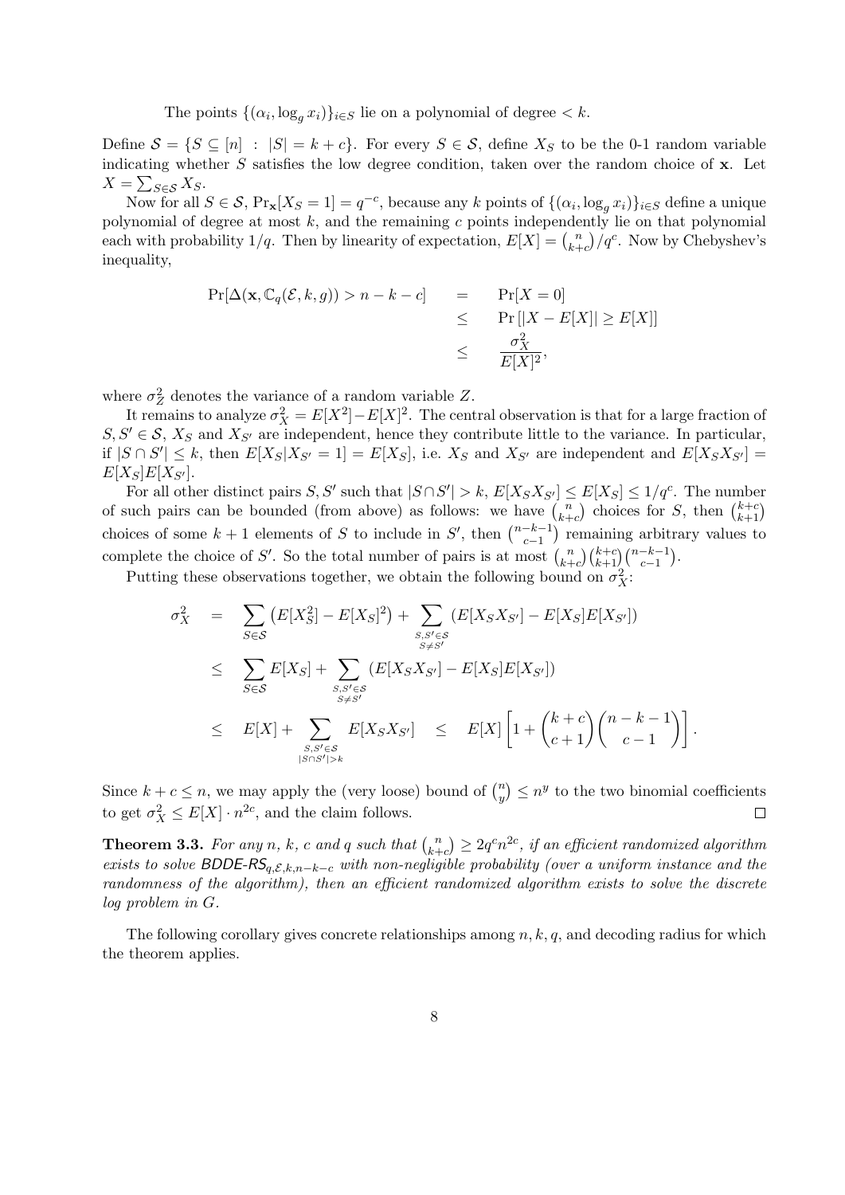The points $\{(\alpha_i, \log_g x_i)\}_{i \in S}$ lie on a polynomial of degree $< k$.

Define $\mathcal{S} = \{S \subseteq [n] \ : \ |S| = k + c\}$. For every $S \in \mathcal{S}$, define $X_S$ to be the 0-1 random variable indicating whether $S$ satisfies the low degree condition, taken over the random choice of $\mathbf{x}$. Let $X = \sum_{S \in \mathcal{S}} X_S$.

Now for all $S \in \mathcal{S}$, $\Pr_{\mathbf{x}}[X_S = 1] = q^{-c}$, because any $k$ points of $\{(\alpha_i, \log_g x_i)\}_{i \in S}$ define a unique polynomial of degree at most $k$, and the remaining $c$ points independently lie on that polynomial each with probability $1/q$. Then by linearity of expectation, $E[X] = \binom{n}{k+c}/q^c$. Now by Chebyshev's inequality,

$$
\begin{aligned}
\Pr[\Delta(\mathbf{x}, \mathbb{C}_q(\mathcal{E}, k, g)) > n - k - c] &= \Pr[X = 0] \\
&\leq \Pr\left[|X - E[X]| \geq E[X]\right] \\
&\leq \frac{\sigma_X^2}{E[X]^2},
\end{aligned}
$$

where $\sigma_Z^2$ denotes the variance of a random variable $Z$.

It remains to analyze $\sigma_X^2 = E[X^2] - E[X]^2$. The central observation is that for a large fraction of $S, S' \in \mathcal{S}$, $X_S$ and $X_{S'}$ are independent, hence they contribute little to the variance. In particular, if $|S \cap S'| \leq k$, then $E[X_S | X_{S'} = 1] = E[X_S]$, i.e. $X_S$ and $X_{S'}$ are independent and $E[X_S X_{S'}] = E[X_S]E[X_{S'}]$.

For all other distinct pairs $S, S'$ such that $|S \cap S'| > k$, $E[X_S X_{S'}] \leq E[X_S] \leq 1/q^c$. The number of such pairs can be bounded (from above) as follows: we have $\binom{n}{k+c}$ choices for $S$, then $\binom{k+c}{k+1}$ choices of some $k+1$ elements of $S$ to include in $S'$, then $\binom{n-k-1}{c-1}$ remaining arbitrary values to complete the choice of $S'$. So the total number of pairs is at most $\binom{n}{k+c}\binom{k+c}{k+1}\binom{n-k-1}{c-1}$.

Putting these observations together, we obtain the following bound on $\sigma_X^2$:

$$
\begin{aligned}
\sigma_X^2 &= \sum_{S \in \mathcal{S}} \left(E[X_S^2] - E[X_S]^2\right) + \sum_{\substack{S, S' \in \mathcal{S} \\ S \neq S'}} \left(E[X_S X_{S'}] - E[X_S]E[X_{S'}]\right) \\
&\leq \sum_{S \in \mathcal{S}} E[X_S] + \sum_{\substack{S, S' \in \mathcal{S} \\ S \neq S'}} \left(E[X_S X_{S'}] - E[X_S]E[X_{S'}]\right) \\
&\leq E[X] + \sum_{\substack{S, S' \in \mathcal{S} \\ |S \cap S'| > k}} E[X_S X_{S'}] \quad \leq \quad E[X] \left[1 + \binom{k+c}{c+1}\binom{n-k-1}{c-1}\right].
\end{aligned}
$$

Since $k + c \leq n$, we may apply the (very loose) bound of $\binom{n}{y} \leq n^y$ to the two binomial coefficients to get $\sigma_X^2 \leq E[X] \cdot n^{2c}$, and the claim follows. □

**Theorem 3.3.** *For any $n$, $k$, $c$ and $q$ such that $\binom{n}{k+c} \geq 2q^c n^{2c}$, if an efficient randomized algorithm exists to solve $\mathsf{BDDE\text{-}RS}_{q,\mathcal{E},k,n-k-c}$ with non-negligible probability (over a uniform instance and the randomness of the algorithm), then an efficient randomized algorithm exists to solve the discrete log problem in $G$.*

The following corollary gives concrete relationships among $n, k, q$, and decoding radius for which the theorem applies.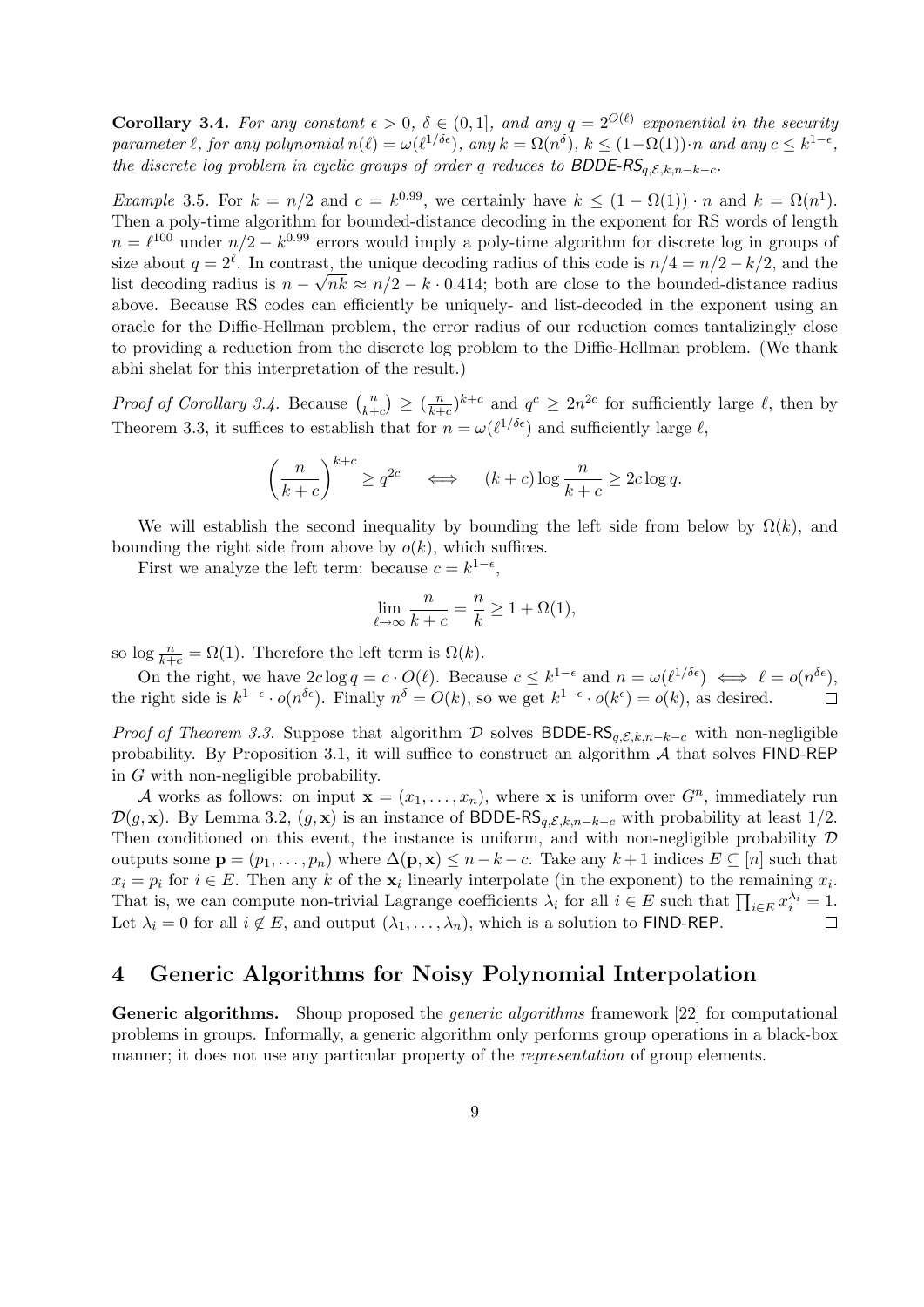**Corollary 3.4.** *For any constant $\epsilon > 0$, $\delta \in (0, 1]$, and any $q = 2^{O(\ell)}$ exponential in the security parameter $\ell$, for any polynomial $n(\ell) = \omega(\ell^{1/\delta\epsilon})$, any $k = \Omega(n^\delta)$, $k \leq (1-\Omega(1))\cdot n$ and any $c \leq k^{1-\epsilon}$, the discrete log problem in cyclic groups of order $q$ reduces to $\mathsf{BDDE\text{-}RS}_{q,\mathcal{E},k,n-k-c}$.*

*Example* 3.5. For $k = n/2$ and $c = k^{0.99}$, we certainly have $k \leq (1 - \Omega(1)) \cdot n$ and $k = \Omega(n^1)$. Then a poly-time algorithm for bounded-distance decoding in the exponent for RS words of length $n = \ell^{100}$ under $n/2 - k^{0.99}$ errors would imply a poly-time algorithm for discrete log in groups of size about $q = 2^\ell$. In contrast, the unique decoding radius of this code is $n/4 = n/2 - k/2$, and the list decoding radius is $n - \sqrt{nk} \approx n/2 - k \cdot 0.414$; both are close to the bounded-distance radius above. Because RS codes can efficiently be uniquely- and list-decoded in the exponent using an oracle for the Diffie-Hellman problem, the error radius of our reduction comes tantalizingly close to providing a reduction from the discrete log problem to the Diffie-Hellman problem. (We thank abhi shelat for this interpretation of the result.)

*Proof of Corollary 3.4.* Because $\binom{n}{k+c} \geq (\frac{n}{k+c})^{k+c}$ and $q^c \geq 2n^{2c}$ for sufficiently large $\ell$, then by Theorem 3.3, it suffices to establish that for $n = \omega(\ell^{1/\delta\epsilon})$ and sufficiently large $\ell$,

$$\left(\frac{n}{k+c}\right)^{k+c} \geq q^{2c} \quad \iff \quad (k+c)\log\frac{n}{k+c} \geq 2c\log q.$$

We will establish the second inequality by bounding the left side from below by $\Omega(k)$, and bounding the right side from above by $o(k)$, which suffices.

First we analyze the left term: because $c = k^{1-\epsilon}$,

$$\lim_{\ell\to\infty}\frac{n}{k+c} = \frac{n}{k} \geq 1 + \Omega(1),$$

so $\log\frac{n}{k+c} = \Omega(1)$. Therefore the left term is $\Omega(k)$.

On the right, we have $2c\log q = c \cdot O(\ell)$. Because $c \leq k^{1-\epsilon}$ and $n = \omega(\ell^{1/\delta\epsilon}) \iff \ell = o(n^{\delta\epsilon})$, the right side is $k^{1-\epsilon} \cdot o(n^{\delta\epsilon})$. Finally $n^\delta = O(k)$, so we get $k^{1-\epsilon}\cdot o(k^\epsilon) = o(k)$, as desired. $\square$

*Proof of Theorem 3.3.* Suppose that algorithm $\mathcal{D}$ solves $\mathsf{BDDE\text{-}RS}_{q,\mathcal{E},k,n-k-c}$ with non-negligible probability. By Proposition 3.1, it will suffice to construct an algorithm $\mathcal{A}$ that solves $\mathsf{FIND\text{-}REP}$ in $G$ with non-negligible probability.

$\mathcal{A}$ works as follows: on input $\mathbf{x} = (x_1, \ldots, x_n)$, where $\mathbf{x}$ is uniform over $G^n$, immediately run $\mathcal{D}(g, \mathbf{x})$. By Lemma 3.2, $(g, \mathbf{x})$ is an instance of $\mathsf{BDDE\text{-}RS}_{q,\mathcal{E},k,n-k-c}$ with probability at least $1/2$. Then conditioned on this event, the instance is uniform, and with non-negligible probability $\mathcal{D}$ outputs some $\mathbf{p} = (p_1, \ldots, p_n)$ where $\Delta(\mathbf{p}, \mathbf{x}) \leq n - k - c$. Take any $k+1$ indices $E \subseteq [n]$ such that $x_i = p_i$ for $i \in E$. Then any $k$ of the $\mathbf{x}_i$ linearly interpolate (in the exponent) to the remaining $x_i$. That is, we can compute non-trivial Lagrange coefficients $\lambda_i$ for all $i \in E$ such that $\prod_{i\in E} x_i^{\lambda_i} = 1$. Let $\lambda_i = 0$ for all $i \notin E$, and output $(\lambda_1, \ldots, \lambda_n)$, which is a solution to $\mathsf{FIND\text{-}REP}$. $\square$

## 4 Generic Algorithms for Noisy Polynomial Interpolation

**Generic algorithms.** Shoup proposed the *generic algorithms* framework [22] for computational problems in groups. Informally, a generic algorithm only performs group operations in a black-box manner; it does not use any particular property of the *representation* of group elements.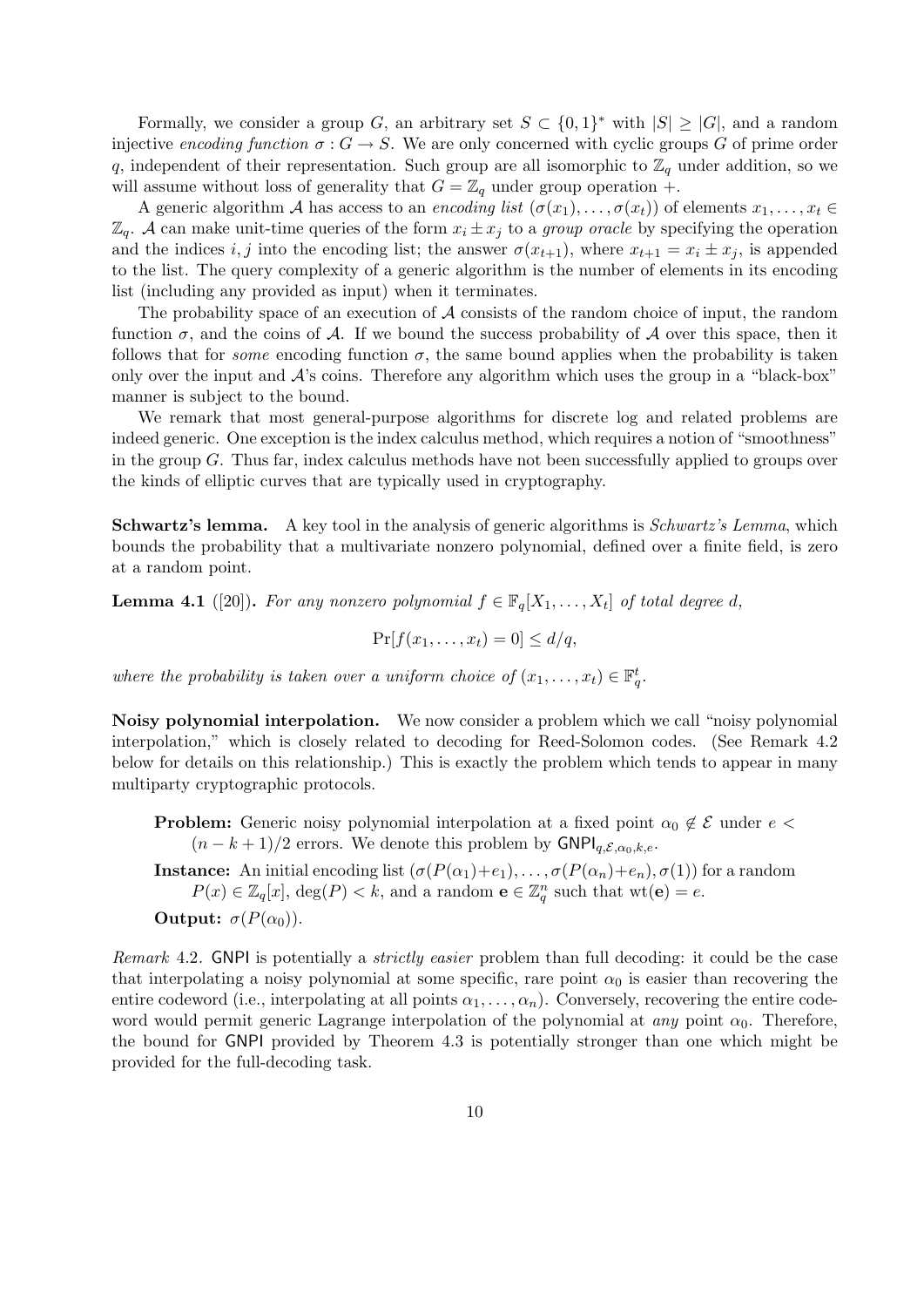Formally, we consider a group $G$, an arbitrary set $S \subset \{0,1\}^*$ with $|S| \geq |G|$, and a random injective *encoding function* $\sigma : G \to S$. We are only concerned with cyclic groups $G$ of prime order $q$, independent of their representation. Such group are all isomorphic to $\mathbb{Z}_q$ under addition, so we will assume without loss of generality that $G = \mathbb{Z}_q$ under group operation $+$.

A generic algorithm $\mathcal{A}$ has access to an *encoding list* $(\sigma(x_1), \ldots, \sigma(x_t))$ of elements $x_1, \ldots, x_t \in \mathbb{Z}_q$. $\mathcal{A}$ can make unit-time queries of the form $x_i \pm x_j$ to a *group oracle* by specifying the operation and the indices $i, j$ into the encoding list; the answer $\sigma(x_{t+1})$, where $x_{t+1} = x_i \pm x_j$, is appended to the list. The query complexity of a generic algorithm is the number of elements in its encoding list (including any provided as input) when it terminates.

The probability space of an execution of $\mathcal{A}$ consists of the random choice of input, the random function $\sigma$, and the coins of $\mathcal{A}$. If we bound the success probability of $\mathcal{A}$ over this space, then it follows that for *some* encoding function $\sigma$, the same bound applies when the probability is taken only over the input and $\mathcal{A}$'s coins. Therefore any algorithm which uses the group in a "black-box" manner is subject to the bound.

We remark that most general-purpose algorithms for discrete log and related problems are indeed generic. One exception is the index calculus method, which requires a notion of "smoothness" in the group $G$. Thus far, index calculus methods have not been successfully applied to groups over the kinds of elliptic curves that are typically used in cryptography.

**Schwartz's lemma.** A key tool in the analysis of generic algorithms is *Schwartz's Lemma*, which bounds the probability that a multivariate nonzero polynomial, defined over a finite field, is zero at a random point.

**Lemma 4.1** ([20])**.** *For any nonzero polynomial $f \in \mathbb{F}_q[X_1, \ldots, X_t]$ of total degree $d$,*

$$\Pr[f(x_1, \ldots, x_t) = 0] \leq d/q,$$

*where the probability is taken over a uniform choice of $(x_1, \ldots, x_t) \in \mathbb{F}_q^t$.*

**Noisy polynomial interpolation.** We now consider a problem which we call "noisy polynomial interpolation," which is closely related to decoding for Reed-Solomon codes. (See Remark 4.2 below for details on this relationship.) This is exactly the problem which tends to appear in many multiparty cryptographic protocols.

> **Problem:** Generic noisy polynomial interpolation at a fixed point $\alpha_0 \notin \mathcal{E}$ under $e < (n-k+1)/2$ errors. We denote this problem by $\mathsf{GNPI}_{q,\mathcal{E},\alpha_0,k,e}$.
>
> **Instance:** An initial encoding list $(\sigma(P(\alpha_1)+e_1), \ldots, \sigma(P(\alpha_n)+e_n), \sigma(1))$ for a random $P(x) \in \mathbb{Z}_q[x]$, $\deg(P) < k$, and a random $\mathbf{e} \in \mathbb{Z}_q^n$ such that $\mathrm{wt}(\mathbf{e}) = e$.
>
> **Output:** $\sigma(P(\alpha_0))$.

*Remark* 4.2. $\mathsf{GNPI}$ is potentially a *strictly easier* problem than full decoding: it could be the case that interpolating a noisy polynomial at some specific, rare point $\alpha_0$ is easier than recovering the entire codeword (i.e., interpolating at all points $\alpha_1, \ldots, \alpha_n$). Conversely, recovering the entire codeword would permit generic Lagrange interpolation of the polynomial at *any* point $\alpha_0$. Therefore, the bound for $\mathsf{GNPI}$ provided by Theorem 4.3 is potentially stronger than one which might be provided for the full-decoding task.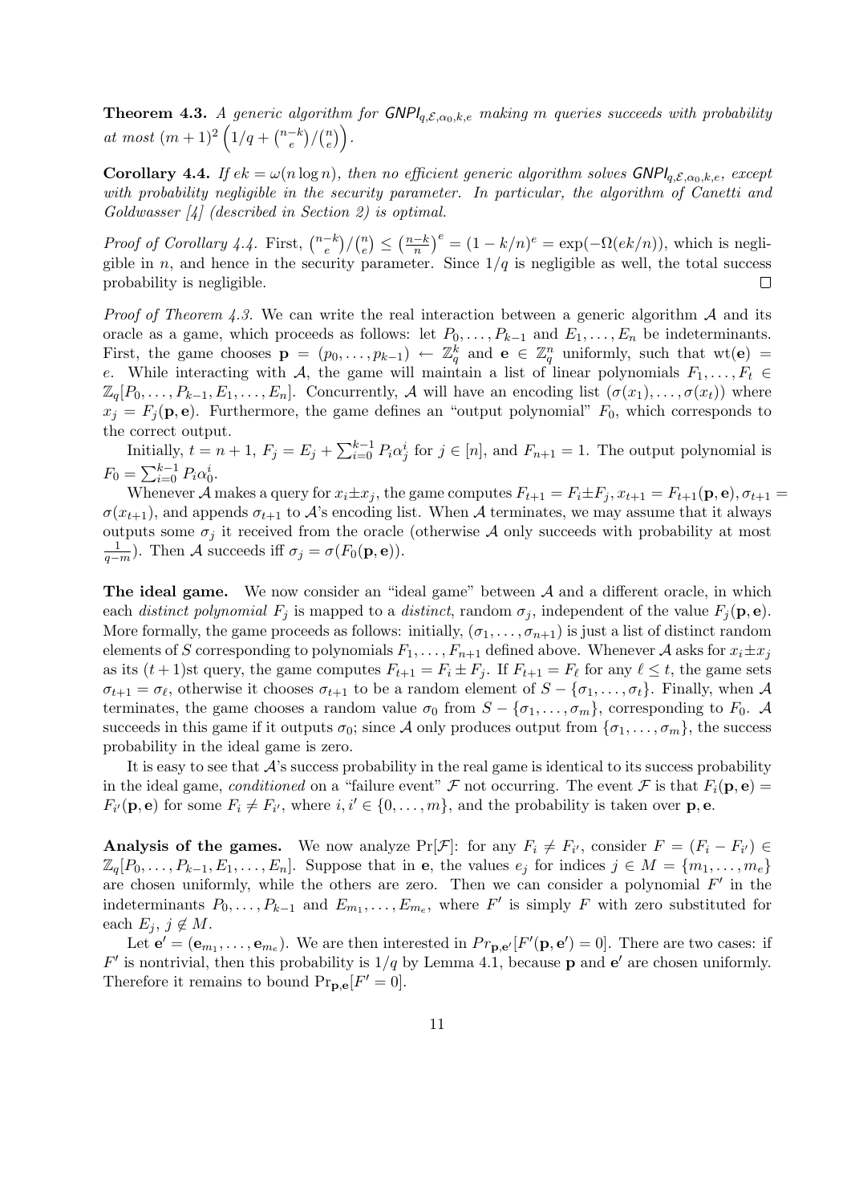**Theorem 4.3.** *A generic algorithm for $GNPI_{q,\mathcal{E},\alpha_0,k,e}$ making $m$ queries succeeds with probability at most $(m+1)^2 \left(1/q + \binom{n-k}{e}/\binom{n}{e}\right)$.*

**Corollary 4.4.** *If $ek = \omega(n \log n)$, then no efficient generic algorithm solves $GNPI_{q,\mathcal{E},\alpha_0,k,e}$, except with probability negligible in the security parameter. In particular, the algorithm of Canetti and Goldwasser [4] (described in Section 2) is optimal.*

*Proof of Corollary 4.4.* First, $\binom{n-k}{e}/\binom{n}{e} \leq \left(\frac{n-k}{n}\right)^e = (1-k/n)^e = \exp(-\Omega(ek/n))$, which is negligible in $n$, and hence in the security parameter. Since $1/q$ is negligible as well, the total success probability is negligible. □

*Proof of Theorem 4.3.* We can write the real interaction between a generic algorithm $\mathcal{A}$ and its oracle as a game, which proceeds as follows: let $P_0, \dots, P_{k-1}$ and $E_1, \dots, E_n$ be indeterminants. First, the game chooses $\mathbf{p} = (p_0, \dots, p_{k-1}) \leftarrow \mathbb{Z}_q^k$ and $\mathbf{e} \in \mathbb{Z}_q^n$ uniformly, such that $\text{wt}(\mathbf{e}) = e$. While interacting with $\mathcal{A}$, the game will maintain a list of linear polynomials $F_1, \dots, F_t \in \mathbb{Z}_q[P_0, \dots, P_{k-1}, E_1, \dots, E_n]$. Concurrently, $\mathcal{A}$ will have an encoding list $(\sigma(x_1), \dots, \sigma(x_t))$ where $x_j = F_j(\mathbf{p}, \mathbf{e})$. Furthermore, the game defines an "output polynomial" $F_0$, which corresponds to the correct output.

Initially, $t = n+1$, $F_j = E_j + \sum_{i=0}^{k-1} P_i \alpha_j^i$ for $j \in [n]$, and $F_{n+1} = 1$. The output polynomial is $F_0 = \sum_{i=0}^{k-1} P_i \alpha_0^i$.

Whenever $\mathcal{A}$ makes a query for $x_i \pm x_j$, the game computes $F_{t+1} = F_i \pm F_j, x_{t+1} = F_{t+1}(\mathbf{p}, \mathbf{e}), \sigma_{t+1} = \sigma(x_{t+1})$, and appends $\sigma_{t+1}$ to $\mathcal{A}$'s encoding list. When $\mathcal{A}$ terminates, we may assume that it always outputs some $\sigma_j$ it received from the oracle (otherwise $\mathcal{A}$ only succeeds with probability at most $\frac{1}{q-m}$). Then $\mathcal{A}$ succeeds iff $\sigma_j = \sigma(F_0(\mathbf{p}, \mathbf{e}))$.

**The ideal game.** We now consider an "ideal game" between $\mathcal{A}$ and a different oracle, in which each *distinct polynomial* $F_j$ is mapped to a *distinct*, random $\sigma_j$, independent of the value $F_j(\mathbf{p}, \mathbf{e})$. More formally, the game proceeds as follows: initially, $(\sigma_1, \dots, \sigma_{n+1})$ is just a list of distinct random elements of $S$ corresponding to polynomials $F_1, \dots, F_{n+1}$ defined above. Whenever $\mathcal{A}$ asks for $x_i \pm x_j$ as its $(t+1)$st query, the game computes $F_{t+1} = F_i \pm F_j$. If $F_{t+1} = F_\ell$ for any $\ell \leq t$, the game sets $\sigma_{t+1} = \sigma_\ell$, otherwise it chooses $\sigma_{t+1}$ to be a random element of $S - \{\sigma_1, \dots, \sigma_t\}$. Finally, when $\mathcal{A}$ terminates, the game chooses a random value $\sigma_0$ from $S - \{\sigma_1, \dots, \sigma_m\}$, corresponding to $F_0$. $\mathcal{A}$ succeeds in this game if it outputs $\sigma_0$; since $\mathcal{A}$ only produces output from $\{\sigma_1, \dots, \sigma_m\}$, the success probability in the ideal game is zero.

It is easy to see that $\mathcal{A}$'s success probability in the real game is identical to its success probability in the ideal game, *conditioned* on a "failure event" $\mathcal{F}$ not occurring. The event $\mathcal{F}$ is that $F_i(\mathbf{p}, \mathbf{e}) = F_{i'}(\mathbf{p}, \mathbf{e})$ for some $F_i \neq F_{i'}$, where $i, i' \in \{0, \dots, m\}$, and the probability is taken over $\mathbf{p}, \mathbf{e}$.

**Analysis of the games.** We now analyze $\Pr[\mathcal{F}]$: for any $F_i \neq F_{i'}$, consider $F = (F_i - F_{i'}) \in \mathbb{Z}_q[P_0, \dots, P_{k-1}, E_1, \dots, E_n]$. Suppose that in $\mathbf{e}$, the values $e_j$ for indices $j \in M = \{m_1, \dots, m_e\}$ are chosen uniformly, while the others are zero. Then we can consider a polynomial $F'$ in the indeterminants $P_0, \dots, P_{k-1}$ and $E_{m_1}, \dots, E_{m_e}$, where $F'$ is simply $F$ with zero substituted for each $E_j$, $j \notin M$.

Let $\mathbf{e}' = (\mathbf{e}_{m_1}, \dots, \mathbf{e}_{m_e})$. We are then interested in $Pr_{\mathbf{p},\mathbf{e}'}[F'(\mathbf{p}, \mathbf{e}') = 0]$. There are two cases: if $F'$ is nontrivial, then this probability is $1/q$ by Lemma 4.1, because $\mathbf{p}$ and $\mathbf{e}'$ are chosen uniformly. Therefore it remains to bound $\Pr_{\mathbf{p},\mathbf{e}}[F' = 0]$.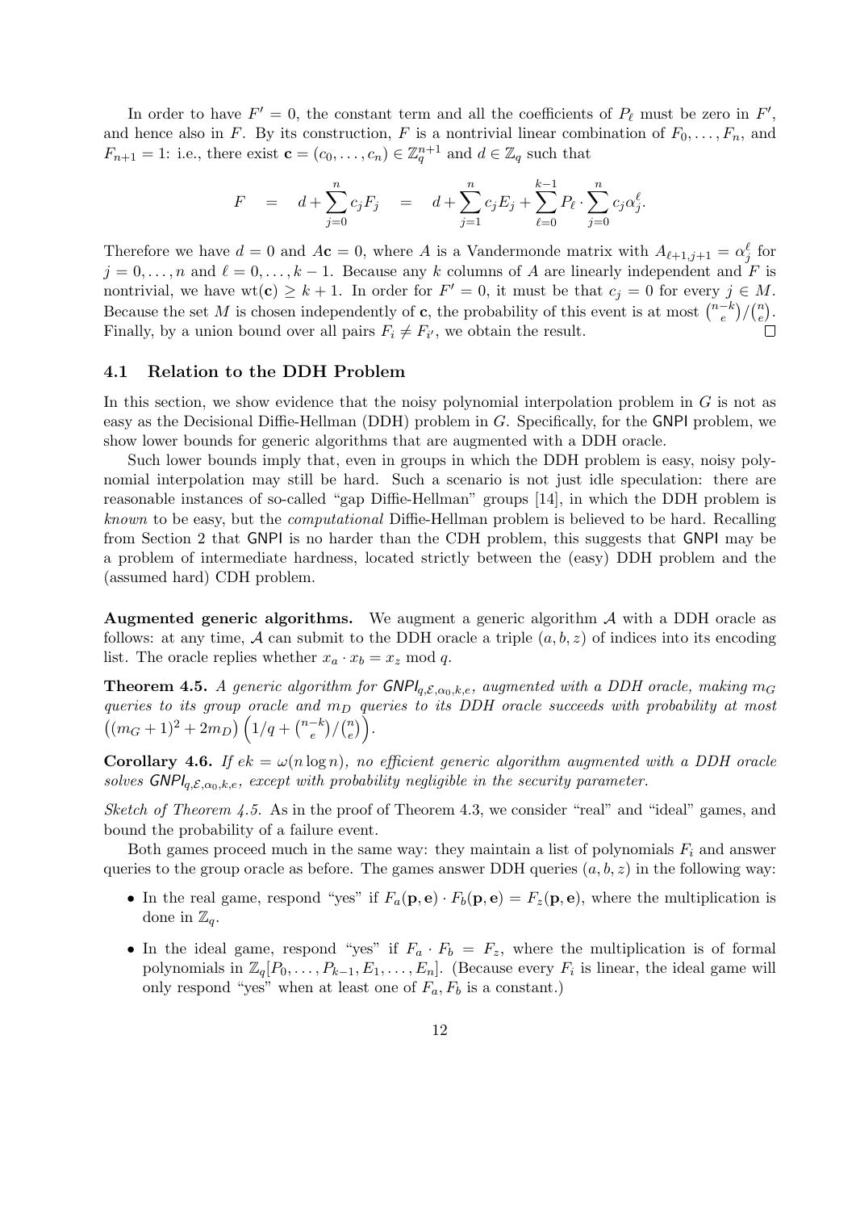In order to have $F' = 0$, the constant term and all the coefficients of $P_\ell$ must be zero in $F'$, and hence also in $F$. By its construction, $F$ is a nontrivial linear combination of $F_0, \ldots, F_n$, and $F_{n+1} = 1$: i.e., there exist $\mathbf{c} = (c_0, \ldots, c_n) \in \mathbb{Z}_q^{n+1}$ and $d \in \mathbb{Z}_q$ such that

$$F \quad = \quad d + \sum_{j=0}^{n} c_j F_j \quad = \quad d + \sum_{j=1}^{n} c_j E_j + \sum_{\ell=0}^{k-1} P_\ell \cdot \sum_{j=0}^{n} c_j \alpha_j^\ell.$$

Therefore we have $d = 0$ and $A\mathbf{c} = 0$, where $A$ is a Vandermonde matrix with $A_{\ell+1,j+1} = \alpha_j^\ell$ for $j = 0, \ldots, n$ and $\ell = 0, \ldots, k-1$. Because any $k$ columns of $A$ are linearly independent and $F$ is nontrivial, we have $\mathrm{wt}(\mathbf{c}) \geq k+1$. In order for $F' = 0$, it must be that $c_j = 0$ for every $j \in M$. Because the set $M$ is chosen independently of $\mathbf{c}$, the probability of this event is at most $\binom{n-k}{e}/\binom{n}{e}$. Finally, by a union bound over all pairs $F_i \neq F_{i'}$, we obtain the result. □

### 4.1 Relation to the DDH Problem

In this section, we show evidence that the noisy polynomial interpolation problem in $G$ is not as easy as the Decisional Diffie-Hellman (DDH) problem in $G$. Specifically, for the GNPI problem, we show lower bounds for generic algorithms that are augmented with a DDH oracle.

Such lower bounds imply that, even in groups in which the DDH problem is easy, noisy polynomial interpolation may still be hard. Such a scenario is not just idle speculation: there are reasonable instances of so-called "gap Diffie-Hellman" groups [14], in which the DDH problem is *known* to be easy, but the *computational* Diffie-Hellman problem is believed to be hard. Recalling from Section 2 that GNPI is no harder than the CDH problem, this suggests that GNPI may be a problem of intermediate hardness, located strictly between the (easy) DDH problem and the (assumed hard) CDH problem.

**Augmented generic algorithms.** We augment a generic algorithm $\mathcal{A}$ with a DDH oracle as follows: at any time, $\mathcal{A}$ can submit to the DDH oracle a triple $(a, b, z)$ of indices into its encoding list. The oracle replies whether $x_a \cdot x_b = x_z \bmod q$.

**Theorem 4.5.** *A generic algorithm for $\mathsf{GNPI}_{q,\mathcal{E},\alpha_0,k,e}$, augmented with a DDH oracle, making $m_G$ queries to its group oracle and $m_D$ queries to its DDH oracle succeeds with probability at most $\left((m_G+1)^2 + 2m_D\right)\left(1/q + \binom{n-k}{e}/\binom{n}{e}\right)$.*

**Corollary 4.6.** *If $ek = \omega(n \log n)$, no efficient generic algorithm augmented with a DDH oracle solves $\mathsf{GNPI}_{q,\mathcal{E},\alpha_0,k,e}$, except with probability negligible in the security parameter.*

*Sketch of Theorem 4.5.* As in the proof of Theorem 4.3, we consider "real" and "ideal" games, and bound the probability of a failure event.

Both games proceed much in the same way: they maintain a list of polynomials $F_i$ and answer queries to the group oracle as before. The games answer DDH queries $(a, b, z)$ in the following way:

- In the real game, respond "yes" if $F_a(\mathbf{p}, \mathbf{e}) \cdot F_b(\mathbf{p}, \mathbf{e}) = F_z(\mathbf{p}, \mathbf{e})$, where the multiplication is done in $\mathbb{Z}_q$.
- In the ideal game, respond "yes" if $F_a \cdot F_b = F_z$, where the multiplication is of formal polynomials in $\mathbb{Z}_q[P_0, \ldots, P_{k-1}, E_1, \ldots, E_n]$. (Because every $F_i$ is linear, the ideal game will only respond "yes" when at least one of $F_a, F_b$ is a constant.)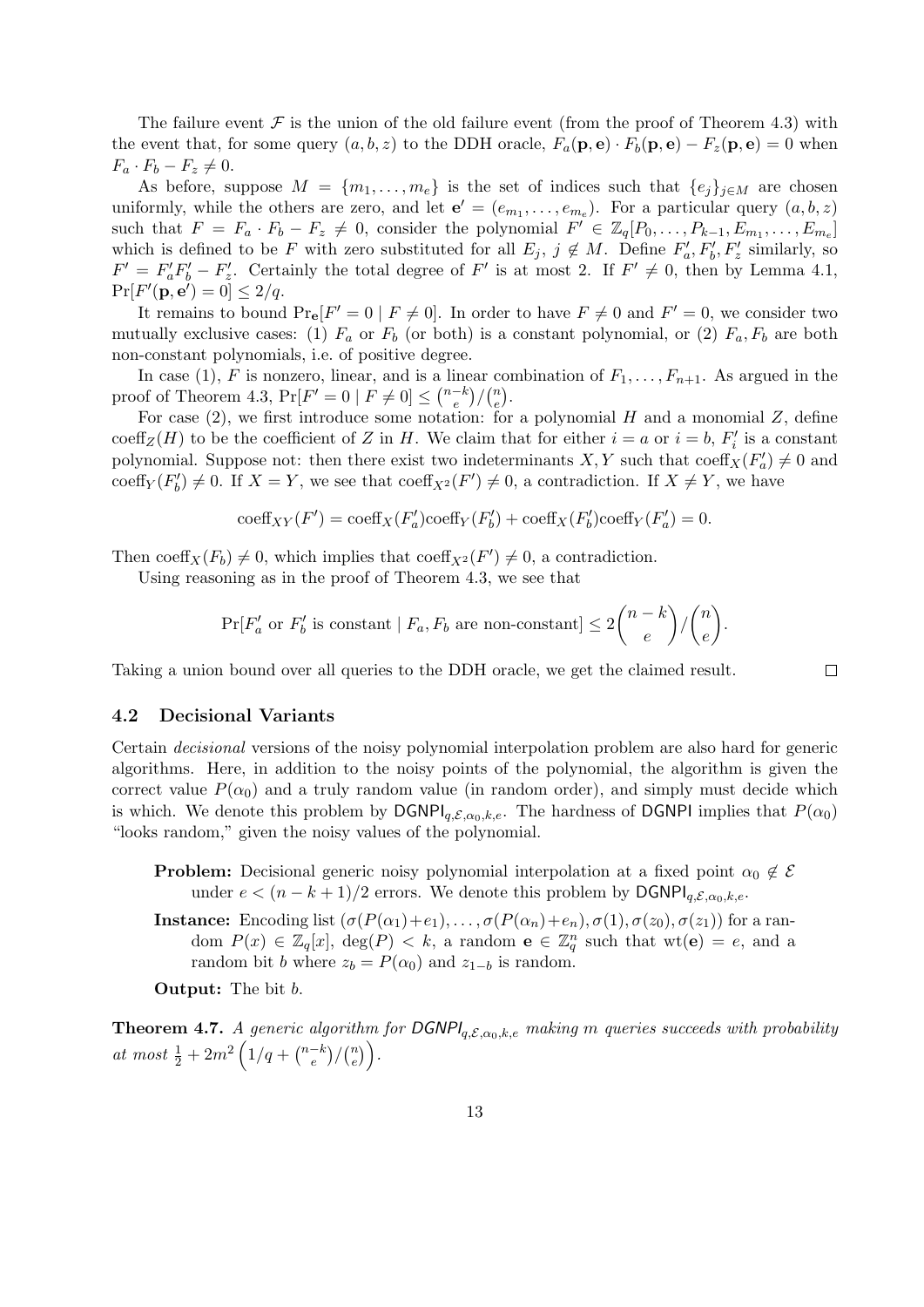The failure event $\mathcal{F}$ is the union of the old failure event (from the proof of Theorem 4.3) with the event that, for some query $(a, b, z)$ to the DDH oracle, $F_a(\mathbf{p}, \mathbf{e}) \cdot F_b(\mathbf{p}, \mathbf{e}) - F_z(\mathbf{p}, \mathbf{e}) = 0$ when $F_a \cdot F_b - F_z \neq 0$.

As before, suppose $M = \{m_1, \ldots, m_e\}$ is the set of indices such that $\{e_j\}_{j \in M}$ are chosen uniformly, while the others are zero, and let $\mathbf{e}' = (e_{m_1}, \ldots, e_{m_e})$. For a particular query $(a, b, z)$ such that $F = F_a \cdot F_b - F_z \neq 0$, consider the polynomial $F' \in \mathbb{Z}_q[P_0, \ldots, P_{k-1}, E_{m_1}, \ldots, E_{m_e}]$ which is defined to be $F$ with zero substituted for all $E_j$, $j \notin M$. Define $F'_a, F'_b, F'_z$ similarly, so $F' = F'_a F'_b - F'_z$. Certainly the total degree of $F'$ is at most 2. If $F' \neq 0$, then by Lemma 4.1, $\Pr[F'(\mathbf{p}, \mathbf{e}') = 0] \leq 2/q$.

It remains to bound $\Pr_{\mathbf{e}}[F' = 0 \mid F \neq 0]$. In order to have $F \neq 0$ and $F' = 0$, we consider two mutually exclusive cases: (1) $F_a$ or $F_b$ (or both) is a constant polynomial, or (2) $F_a, F_b$ are both non-constant polynomials, i.e. of positive degree.

In case (1), $F$ is nonzero, linear, and is a linear combination of $F_1, \ldots, F_{n+1}$. As argued in the proof of Theorem 4.3, $\Pr[F' = 0 \mid F \neq 0] \leq \binom{n-k}{e} / \binom{n}{e}$.

For case (2), we first introduce some notation: for a polynomial $H$ and a monomial $Z$, define $\text{coeff}_Z(H)$ to be the coefficient of $Z$ in $H$. We claim that for either $i = a$ or $i = b$, $F'_i$ is a constant polynomial. Suppose not: then there exist two indeterminants $X, Y$ such that $\text{coeff}_X(F'_a) \neq 0$ and $\text{coeff}_Y(F'_b) \neq 0$. If $X = Y$, we see that $\text{coeff}_{X^2}(F') \neq 0$, a contradiction. If $X \neq Y$, we have

$$\text{coeff}_{XY}(F') = \text{coeff}_X(F'_a)\text{coeff}_Y(F'_b) + \text{coeff}_X(F'_b)\text{coeff}_Y(F'_a) = 0.$$

Then $\text{coeff}_X(F_b) \neq 0$, which implies that $\text{coeff}_{X^2}(F') \neq 0$, a contradiction.

Using reasoning as in the proof of Theorem 4.3, we see that

$$\Pr[F'_a \text{ or } F'_b \text{ is constant} \mid F_a, F_b \text{ are non-constant}] \leq 2\binom{n-k}{e} / \binom{n}{e}.$$

Taking a union bound over all queries to the DDH oracle, we get the claimed result. □

### 4.2 Decisional Variants

Certain *decisional* versions of the noisy polynomial interpolation problem are also hard for generic algorithms. Here, in addition to the noisy points of the polynomial, the algorithm is given the correct value $P(\alpha_0)$ and a truly random value (in random order), and simply must decide which is which. We denote this problem by $\mathsf{DGNPI}_{q,\mathcal{E},\alpha_0,k,e}$. The hardness of DGNPI implies that $P(\alpha_0)$ "looks random," given the noisy values of the polynomial.

> **Problem:** Decisional generic noisy polynomial interpolation at a fixed point $\alpha_0 \notin \mathcal{E}$ under $e < (n-k+1)/2$ errors. We denote this problem by $\mathsf{DGNPI}_{q,\mathcal{E},\alpha_0,k,e}$.
>
> **Instance:** Encoding list $(\sigma(P(\alpha_1)+e_1), \ldots, \sigma(P(\alpha_n)+e_n), \sigma(1), \sigma(z_0), \sigma(z_1))$ for a random $P(x) \in \mathbb{Z}_q[x]$, $\deg(P) < k$, a random $\mathbf{e} \in \mathbb{Z}_q^n$ such that $\text{wt}(\mathbf{e}) = e$, and a random bit $b$ where $z_b = P(\alpha_0)$ and $z_{1-b}$ is random.
>
> **Output:** The bit $b$.

**Theorem 4.7.** *A generic algorithm for $\mathsf{DGNPI}_{q,\mathcal{E},\alpha_0,k,e}$ making $m$ queries succeeds with probability at most* $\frac{1}{2} + 2m^2\left(1/q + \binom{n-k}{e}/\binom{n}{e}\right)$.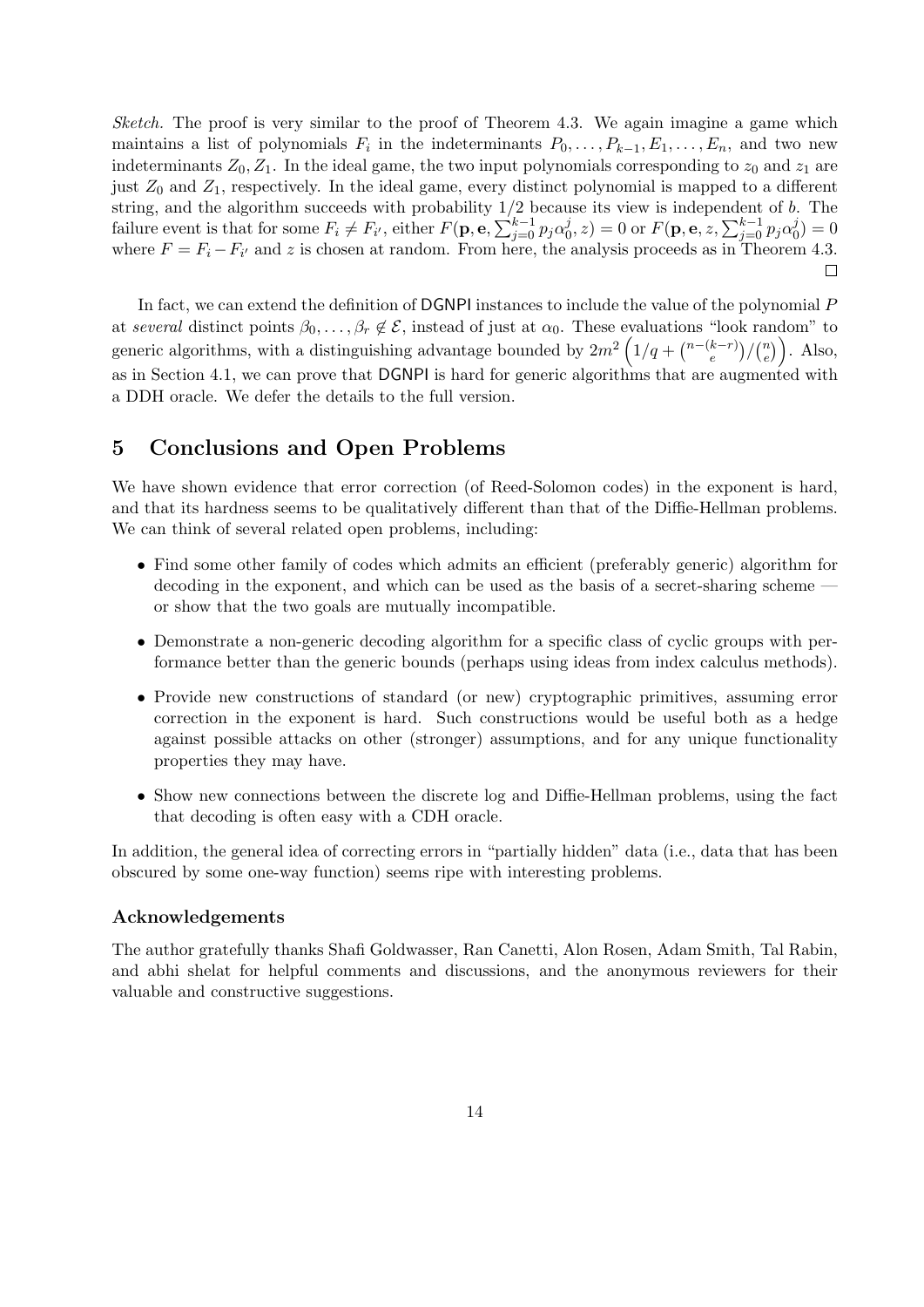*Sketch.* The proof is very similar to the proof of Theorem 4.3. We again imagine a game which maintains a list of polynomials $F_i$ in the indeterminants $P_0, \ldots, P_{k-1}, E_1, \ldots, E_n$, and two new indeterminants $Z_0, Z_1$. In the ideal game, the two input polynomials corresponding to $z_0$ and $z_1$ are just $Z_0$ and $Z_1$, respectively. In the ideal game, every distinct polynomial is mapped to a different string, and the algorithm succeeds with probability $1/2$ because its view is independent of $b$. The failure event is that for some $F_i \neq F_{i'}$, either $F(\mathbf{p}, \mathbf{e}, \sum_{j=0}^{k-1} p_j \alpha_0^j, z) = 0$ or $F(\mathbf{p}, \mathbf{e}, z, \sum_{j=0}^{k-1} p_j \alpha_0^j) = 0$ where $F = F_i - F_{i'}$ and $z$ is chosen at random. From here, the analysis proceeds as in Theorem 4.3. □

In fact, we can extend the definition of DGNPI instances to include the value of the polynomial $P$ at *several* distinct points $\beta_0, \ldots, \beta_r \notin \mathcal{E}$, instead of just at $\alpha_0$. These evaluations "look random" to generic algorithms, with a distinguishing advantage bounded by $2m^2 \left(1/q + \binom{n-(k-r)}{e} / \binom{n}{e}\right)$. Also, as in Section 4.1, we can prove that DGNPI is hard for generic algorithms that are augmented with a DDH oracle. We defer the details to the full version.

## 5 Conclusions and Open Problems

We have shown evidence that error correction (of Reed-Solomon codes) in the exponent is hard, and that its hardness seems to be qualitatively different than that of the Diffie-Hellman problems. We can think of several related open problems, including:

- Find some other family of codes which admits an efficient (preferably generic) algorithm for decoding in the exponent, and which can be used as the basis of a secret-sharing scheme — or show that the two goals are mutually incompatible.
- Demonstrate a non-generic decoding algorithm for a specific class of cyclic groups with performance better than the generic bounds (perhaps using ideas from index calculus methods).
- Provide new constructions of standard (or new) cryptographic primitives, assuming error correction in the exponent is hard. Such constructions would be useful both as a hedge against possible attacks on other (stronger) assumptions, and for any unique functionality properties they may have.
- Show new connections between the discrete log and Diffie-Hellman problems, using the fact that decoding is often easy with a CDH oracle.

In addition, the general idea of correcting errors in "partially hidden" data (i.e., data that has been obscured by some one-way function) seems ripe with interesting problems.

### Acknowledgements

The author gratefully thanks Shafi Goldwasser, Ran Canetti, Alon Rosen, Adam Smith, Tal Rabin, and abhi shelat for helpful comments and discussions, and the anonymous reviewers for their valuable and constructive suggestions.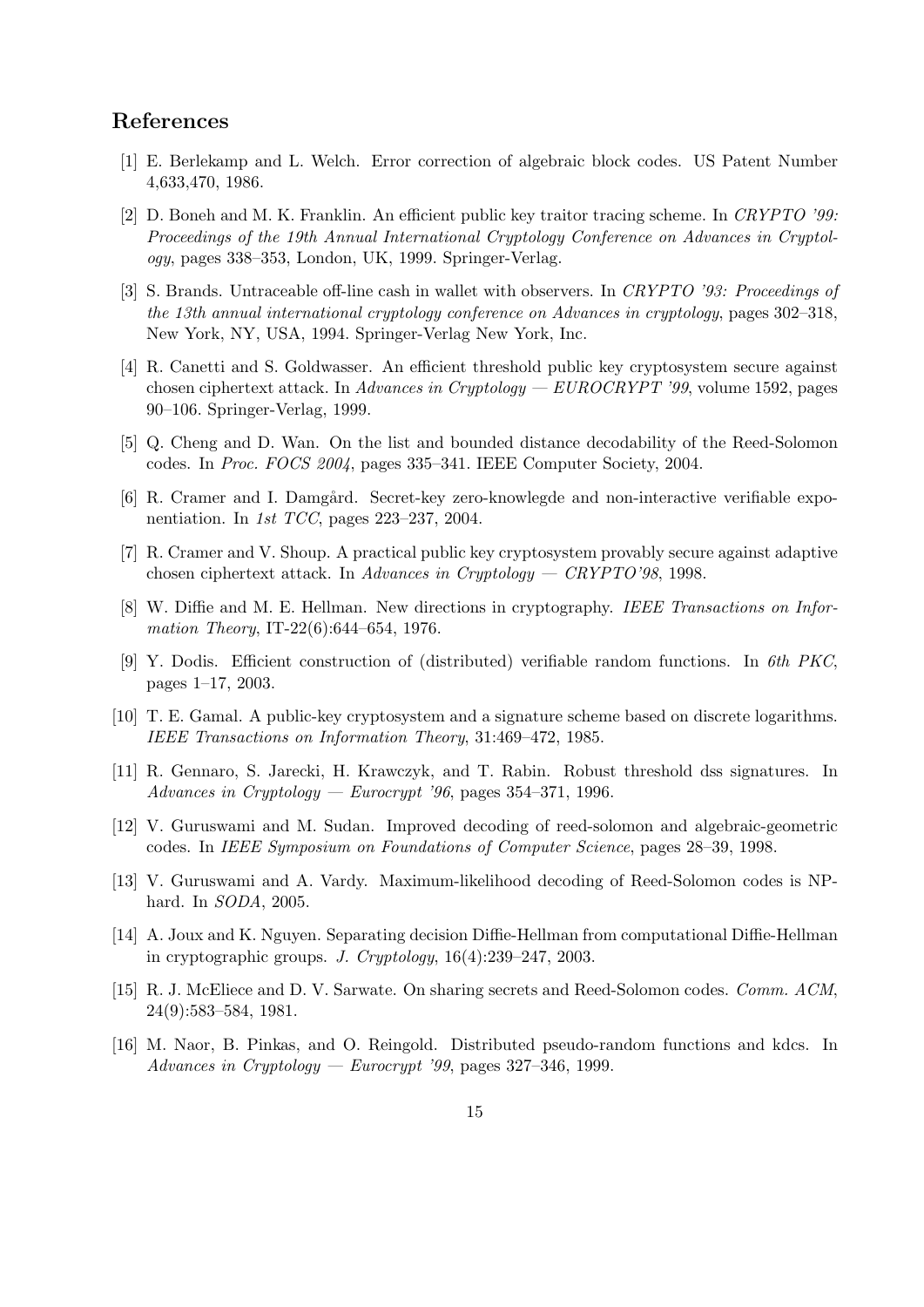## References

[1] E. Berlekamp and L. Welch. Error correction of algebraic block codes. US Patent Number 4,633,470, 1986.

[2] D. Boneh and M. K. Franklin. An efficient public key traitor tracing scheme. In *CRYPTO '99: Proceedings of the 19th Annual International Cryptology Conference on Advances in Cryptology*, pages 338–353, London, UK, 1999. Springer-Verlag.

[3] S. Brands. Untraceable off-line cash in wallet with observers. In *CRYPTO '93: Proceedings of the 13th annual international cryptology conference on Advances in cryptology*, pages 302–318, New York, NY, USA, 1994. Springer-Verlag New York, Inc.

[4] R. Canetti and S. Goldwasser. An efficient threshold public key cryptosystem secure against chosen ciphertext attack. In *Advances in Cryptology — EUROCRYPT '99*, volume 1592, pages 90–106. Springer-Verlag, 1999.

[5] Q. Cheng and D. Wan. On the list and bounded distance decodability of the Reed-Solomon codes. In *Proc. FOCS 2004*, pages 335–341. IEEE Computer Society, 2004.

[6] R. Cramer and I. Damgård. Secret-key zero-knowlegde and non-interactive verifiable exponentiation. In *1st TCC*, pages 223–237, 2004.

[7] R. Cramer and V. Shoup. A practical public key cryptosystem provably secure against adaptive chosen ciphertext attack. In *Advances in Cryptology — CRYPTO'98*, 1998.

[8] W. Diffie and M. E. Hellman. New directions in cryptography. *IEEE Transactions on Information Theory*, IT-22(6):644–654, 1976.

[9] Y. Dodis. Efficient construction of (distributed) verifiable random functions. In *6th PKC*, pages 1–17, 2003.

[10] T. E. Gamal. A public-key cryptosystem and a signature scheme based on discrete logarithms. *IEEE Transactions on Information Theory*, 31:469–472, 1985.

[11] R. Gennaro, S. Jarecki, H. Krawczyk, and T. Rabin. Robust threshold dss signatures. In *Advances in Cryptology — Eurocrypt '96*, pages 354–371, 1996.

[12] V. Guruswami and M. Sudan. Improved decoding of reed-solomon and algebraic-geometric codes. In *IEEE Symposium on Foundations of Computer Science*, pages 28–39, 1998.

[13] V. Guruswami and A. Vardy. Maximum-likelihood decoding of Reed-Solomon codes is NP-hard. In *SODA*, 2005.

[14] A. Joux and K. Nguyen. Separating decision Diffie-Hellman from computational Diffie-Hellman in cryptographic groups. *J. Cryptology*, 16(4):239–247, 2003.

[15] R. J. McEliece and D. V. Sarwate. On sharing secrets and Reed-Solomon codes. *Comm. ACM*, 24(9):583–584, 1981.

[16] M. Naor, B. Pinkas, and O. Reingold. Distributed pseudo-random functions and kdcs. In *Advances in Cryptology — Eurocrypt '99*, pages 327–346, 1999.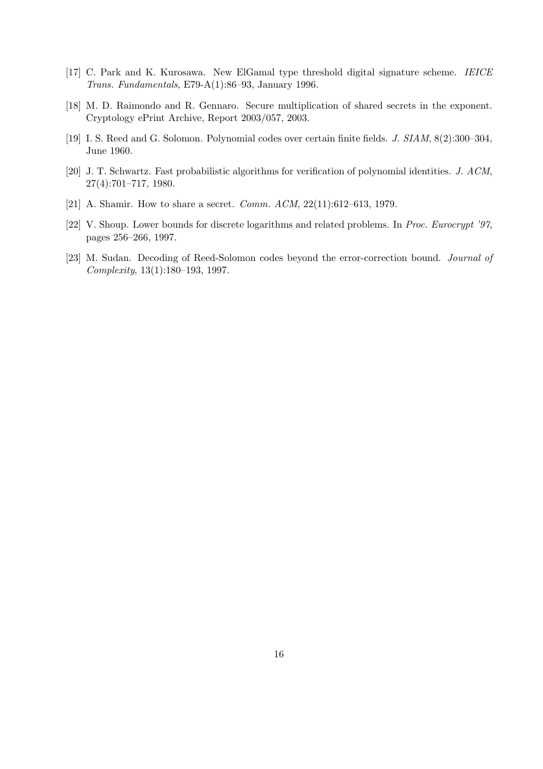[17] C. Park and K. Kurosawa. New ElGamal type threshold digital signature scheme. *IEICE Trans. Fundamentals*, E79-A(1):86–93, January 1996.

[18] M. D. Raimondo and R. Gennaro. Secure multiplication of shared secrets in the exponent. Cryptology ePrint Archive, Report 2003/057, 2003.

[19] I. S. Reed and G. Solomon. Polynomial codes over certain finite fields. *J. SIAM*, 8(2):300–304, June 1960.

[20] J. T. Schwartz. Fast probabilistic algorithms for verification of polynomial identities. *J. ACM*, 27(4):701–717, 1980.

[21] A. Shamir. How to share a secret. *Comm. ACM*, 22(11):612–613, 1979.

[22] V. Shoup. Lower bounds for discrete logarithms and related problems. In *Proc. Eurocrypt '97*, pages 256–266, 1997.

[23] M. Sudan. Decoding of Reed-Solomon codes beyond the error-correction bound. *Journal of Complexity*, 13(1):180–193, 1997.